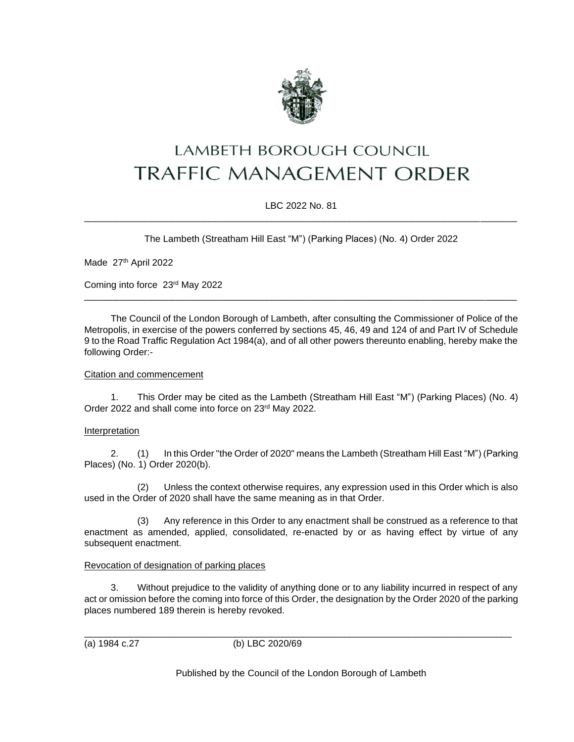# LAMBETH BOROUGH COUNCIL

# TRAFFIC MANAGEMENT ORDER

LBC 2022 No. 81

---

The Lambeth (Streatham Hill East "M") (Parking Places) (No. 4) Order 2022

Made 27th April 2022

Coming into force 23rd May 2022

---

The Council of the London Borough of Lambeth, after consulting the Commissioner of Police of the Metropolis, in exercise of the powers conferred by sections 45, 46, 49 and 124 of and Part IV of Schedule 9 to the Road Traffic Regulation Act 1984(a), and of all other powers thereunto enabling, hereby make the following Order:-

Citation and commencement

1. This Order may be cited as the Lambeth (Streatham Hill East "M") (Parking Places) (No. 4) Order 2022 and shall come into force on 23rd May 2022.

Interpretation

2. (1) In this Order "the Order of 2020" means the Lambeth (Streatham Hill East "M") (Parking Places) (No. 1) Order 2020(b).

(2) Unless the context otherwise requires, any expression used in this Order which is also used in the Order of 2020 shall have the same meaning as in that Order.

(3) Any reference in this Order to any enactment shall be construed as a reference to that enactment as amended, applied, consolidated, re-enacted by or as having effect by virtue of any subsequent enactment.

Revocation of designation of parking places

3. Without prejudice to the validity of anything done or to any liability incurred in respect of any act or omission before the coming into force of this Order, the designation by the Order 2020 of the parking places numbered 189 therein is hereby revoked.

---

(a) 1984 c.27 (b) LBC 2020/69

Published by the Council of the London Borough of Lambeth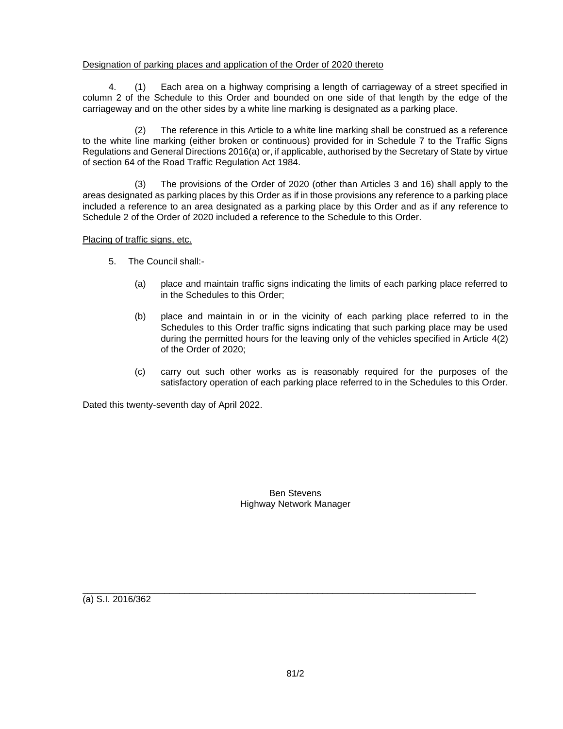Designation of parking places and application of the Order of 2020 thereto

4. (1) Each area on a highway comprising a length of carriageway of a street specified in column 2 of the Schedule to this Order and bounded on one side of that length by the edge of the carriageway and on the other sides by a white line marking is designated as a parking place.

(2) The reference in this Article to a white line marking shall be construed as a reference to the white line marking (either broken or continuous) provided for in Schedule 7 to the Traffic Signs Regulations and General Directions 2016(a) or, if applicable, authorised by the Secretary of State by virtue of section 64 of the Road Traffic Regulation Act 1984.

(3) The provisions of the Order of 2020 (other than Articles 3 and 16) shall apply to the areas designated as parking places by this Order as if in those provisions any reference to a parking place included a reference to an area designated as a parking place by this Order and as if any reference to Schedule 2 of the Order of 2020 included a reference to the Schedule to this Order.

Placing of traffic signs, etc.

5. The Council shall:-

(a) place and maintain traffic signs indicating the limits of each parking place referred to in the Schedules to this Order;

(b) place and maintain in or in the vicinity of each parking place referred to in the Schedules to this Order traffic signs indicating that such parking place may be used during the permitted hours for the leaving only of the vehicles specified in Article 4(2) of the Order of 2020;

(c) carry out such other works as is reasonably required for the purposes of the satisfactory operation of each parking place referred to in the Schedules to this Order.

Dated this twenty-seventh day of April 2022.

Ben Stevens
Highway Network Manager

---

(a) S.I. 2016/362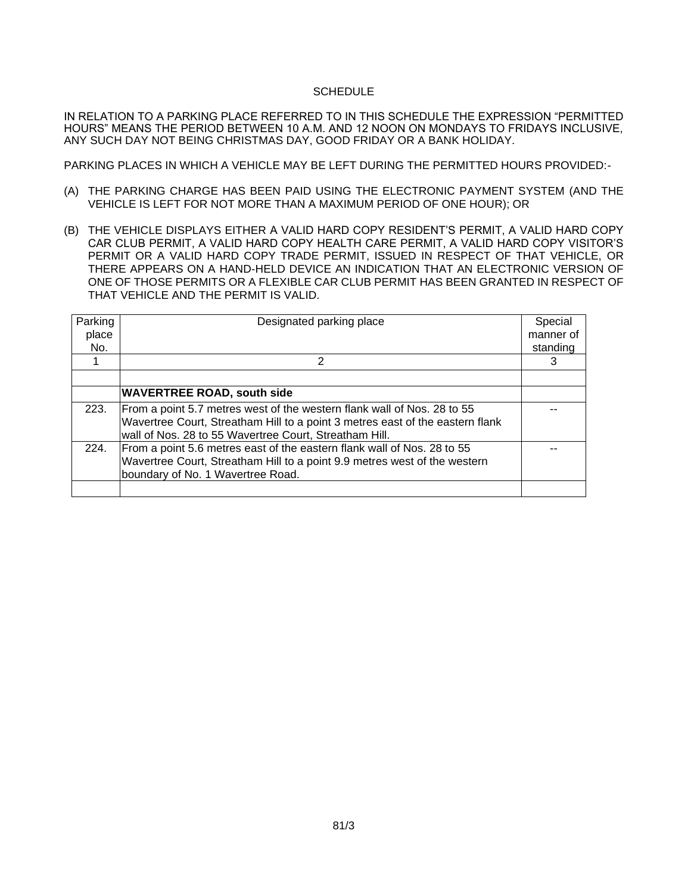SCHEDULE

IN RELATION TO A PARKING PLACE REFERRED TO IN THIS SCHEDULE THE EXPRESSION "PERMITTED HOURS" MEANS THE PERIOD BETWEEN 10 A.M. AND 12 NOON ON MONDAYS TO FRIDAYS INCLUSIVE, ANY SUCH DAY NOT BEING CHRISTMAS DAY, GOOD FRIDAY OR A BANK HOLIDAY.

PARKING PLACES IN WHICH A VEHICLE MAY BE LEFT DURING THE PERMITTED HOURS PROVIDED:-

(A) THE PARKING CHARGE HAS BEEN PAID USING THE ELECTRONIC PAYMENT SYSTEM (AND THE VEHICLE IS LEFT FOR NOT MORE THAN A MAXIMUM PERIOD OF ONE HOUR); OR

(B) THE VEHICLE DISPLAYS EITHER A VALID HARD COPY RESIDENT'S PERMIT, A VALID HARD COPY CAR CLUB PERMIT, A VALID HARD COPY HEALTH CARE PERMIT, A VALID HARD COPY VISITOR'S PERMIT OR A VALID HARD COPY TRADE PERMIT, ISSUED IN RESPECT OF THAT VEHICLE, OR THERE APPEARS ON A HAND-HELD DEVICE AN INDICATION THAT AN ELECTRONIC VERSION OF ONE OF THOSE PERMITS OR A FLEXIBLE CAR CLUB PERMIT HAS BEEN GRANTED IN RESPECT OF THAT VEHICLE AND THE PERMIT IS VALID.

| Parking place No. | Designated parking place | Special manner of standing |
|---|---|---|
| 1 | 2 | 3 |
| | | |
| | **WAVERTREE ROAD, south side** | |
| 223. | From a point 5.7 metres west of the western flank wall of Nos. 28 to 55 Wavertree Court, Streatham Hill to a point 3 metres east of the eastern flank wall of Nos. 28 to 55 Wavertree Court, Streatham Hill. | -- |
| 224. | From a point 5.6 metres east of the eastern flank wall of Nos. 28 to 55 Wavertree Court, Streatham Hill to a point 9.9 metres west of the western boundary of No. 1 Wavertree Road. | -- |
| | | |